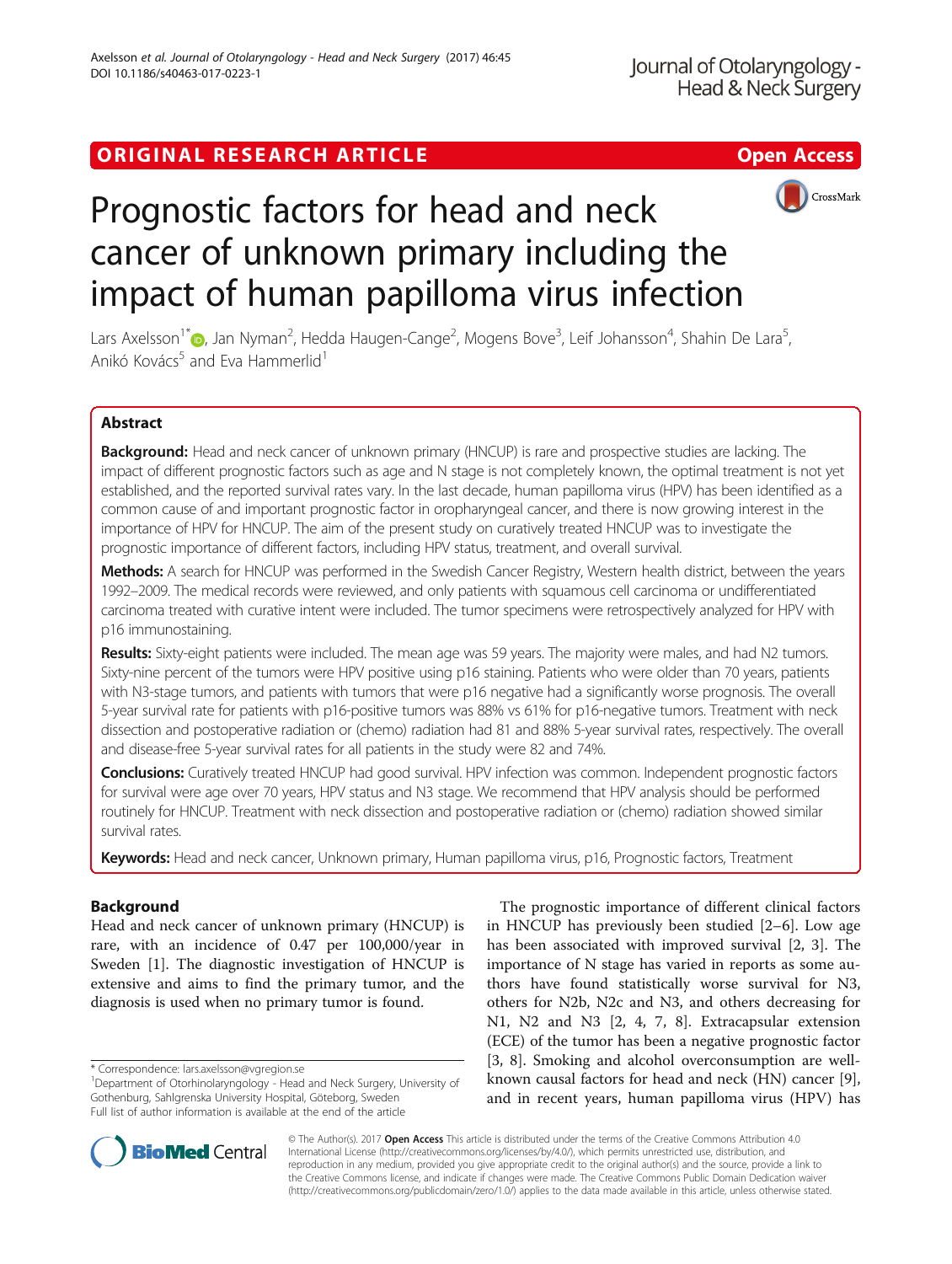ORIGINAL RESEARCH ARTICLE **Open Access**

# Prognostic factors for head and neck cancer of unknown primary including the impact of human papilloma virus infection

Lars Axelsson[1*], Jan Nyman[2], Hedda Haugen-Cange[2], Mogens Bove[3], Leif Johansson[4], Shahin De Lara[5], Anikó Kovács[5] and Eva Hammerlid[1]

## Abstract

**Background:** Head and neck cancer of unknown primary (HNCUP) is rare and prospective studies are lacking. The impact of different prognostic factors such as age and N stage is not completely known, the optimal treatment is not yet established, and the reported survival rates vary. In the last decade, human papilloma virus (HPV) has been identified as a common cause of and important prognostic factor in oropharyngeal cancer, and there is now growing interest in the importance of HPV for HNCUP. The aim of the present study on curatively treated HNCUP was to investigate the prognostic importance of different factors, including HPV status, treatment, and overall survival.

**Methods:** A search for HNCUP was performed in the Swedish Cancer Registry, Western health district, between the years 1992–2009. The medical records were reviewed, and only patients with squamous cell carcinoma or undifferentiated carcinoma treated with curative intent were included. The tumor specimens were retrospectively analyzed for HPV with p16 immunostaining.

**Results:** Sixty-eight patients were included. The mean age was 59 years. The majority were males, and had N2 tumors. Sixty-nine percent of the tumors were HPV positive using p16 staining. Patients who were older than 70 years, patients with N3-stage tumors, and patients with tumors that were p16 negative had a significantly worse prognosis. The overall 5-year survival rate for patients with p16-positive tumors was 88% vs 61% for p16-negative tumors. Treatment with neck dissection and postoperative radiation or (chemo) radiation had 81 and 88% 5-year survival rates, respectively. The overall and disease-free 5-year survival rates for all patients in the study were 82 and 74%.

**Conclusions:** Curatively treated HNCUP had good survival. HPV infection was common. Independent prognostic factors for survival were age over 70 years, HPV status and N3 stage. We recommend that HPV analysis should be performed routinely for HNCUP. Treatment with neck dissection and postoperative radiation or (chemo) radiation showed similar survival rates.

**Keywords:** Head and neck cancer, Unknown primary, Human papilloma virus, p16, Prognostic factors, Treatment

## Background

Head and neck cancer of unknown primary (HNCUP) is rare, with an incidence of 0.47 per 100,000/year in Sweden [1]. The diagnostic investigation of HNCUP is extensive and aims to find the primary tumor, and the diagnosis is used when no primary tumor is found.

The prognostic importance of different clinical factors in HNCUP has previously been studied [2–6]. Low age has been associated with improved survival [2, 3]. The importance of N stage has varied in reports as some authors have found statistically worse survival for N3, others for N2b, N2c and N3, and others decreasing for N1, N2 and N3 [2, 4, 7, 8]. Extracapsular extension (ECE) of the tumor has been a negative prognostic factor [3, 8]. Smoking and alcohol overconsumption are well-known causal factors for head and neck (HN) cancer [9], and in recent years, human papilloma virus (HPV) has

\* Correspondence: lars.axelsson@vgregion.se
[1]Department of Otorhinolaryngology - Head and Neck Surgery, University of Gothenburg, Sahlgrenska University Hospital, Göteborg, Sweden
Full list of author information is available at the end of the article

© The Author(s). 2017 **Open Access** This article is distributed under the terms of the Creative Commons Attribution 4.0 International License (http://creativecommons.org/licenses/by/4.0/), which permits unrestricted use, distribution, and reproduction in any medium, provided you give appropriate credit to the original author(s) and the source, provide a link to the Creative Commons license, and indicate if changes were made. The Creative Commons Public Domain Dedication waiver (http://creativecommons.org/publicdomain/zero/1.0/) applies to the data made available in this article, unless otherwise stated.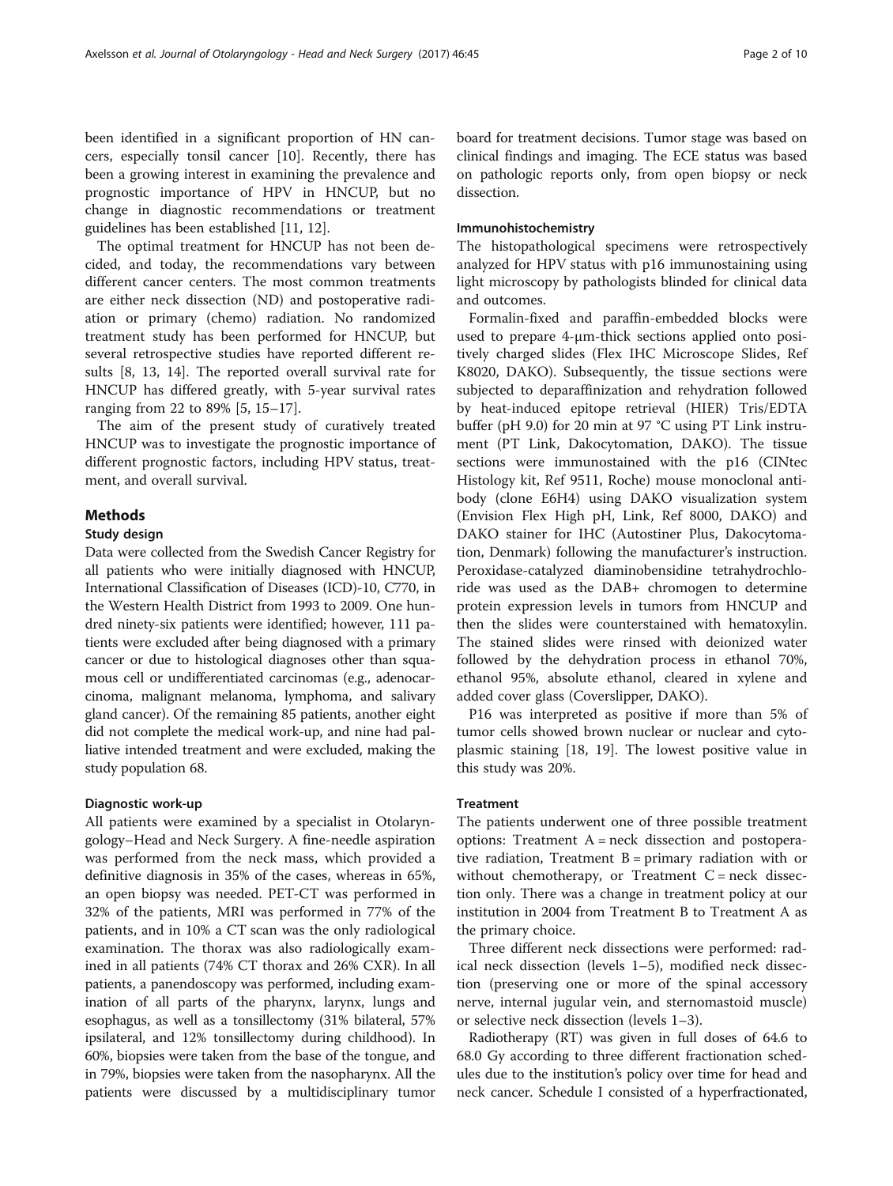been identified in a significant proportion of HN cancers, especially tonsil cancer [10]. Recently, there has been a growing interest in examining the prevalence and prognostic importance of HPV in HNCUP, but no change in diagnostic recommendations or treatment guidelines has been established [11, 12].

The optimal treatment for HNCUP has not been decided, and today, the recommendations vary between different cancer centers. The most common treatments are either neck dissection (ND) and postoperative radiation or primary (chemo) radiation. No randomized treatment study has been performed for HNCUP, but several retrospective studies have reported different results [8, 13, 14]. The reported overall survival rate for HNCUP has differed greatly, with 5-year survival rates ranging from 22 to 89% [5, 15–17].

The aim of the present study of curatively treated HNCUP was to investigate the prognostic importance of different prognostic factors, including HPV status, treatment, and overall survival.

## Methods

### Study design

Data were collected from the Swedish Cancer Registry for all patients who were initially diagnosed with HNCUP, International Classification of Diseases (ICD)-10, C770, in the Western Health District from 1993 to 2009. One hundred ninety-six patients were identified; however, 111 patients were excluded after being diagnosed with a primary cancer or due to histological diagnoses other than squamous cell or undifferentiated carcinomas (e.g., adenocarcinoma, malignant melanoma, lymphoma, and salivary gland cancer). Of the remaining 85 patients, another eight did not complete the medical work-up, and nine had palliative intended treatment and were excluded, making the study population 68.

### Diagnostic work-up

All patients were examined by a specialist in Otolaryngology–Head and Neck Surgery. A fine-needle aspiration was performed from the neck mass, which provided a definitive diagnosis in 35% of the cases, whereas in 65%, an open biopsy was needed. PET-CT was performed in 32% of the patients, MRI was performed in 77% of the patients, and in 10% a CT scan was the only radiological examination. The thorax was also radiologically examined in all patients (74% CT thorax and 26% CXR). In all patients, a panendoscopy was performed, including examination of all parts of the pharynx, larynx, lungs and esophagus, as well as a tonsillectomy (31% bilateral, 57% ipsilateral, and 12% tonsillectomy during childhood). In 60%, biopsies were taken from the base of the tongue, and in 79%, biopsies were taken from the nasopharynx. All the patients were discussed by a multidisciplinary tumor board for treatment decisions. Tumor stage was based on clinical findings and imaging. The ECE status was based on pathologic reports only, from open biopsy or neck dissection.

### Immunohistochemistry

The histopathological specimens were retrospectively analyzed for HPV status with p16 immunostaining using light microscopy by pathologists blinded for clinical data and outcomes.

Formalin-fixed and paraffin-embedded blocks were used to prepare 4-μm-thick sections applied onto positively charged slides (Flex IHC Microscope Slides, Ref K8020, DAKO). Subsequently, the tissue sections were subjected to deparaffinization and rehydration followed by heat-induced epitope retrieval (HIER) Tris/EDTA buffer (pH 9.0) for 20 min at 97 °C using PT Link instrument (PT Link, Dakocytomation, DAKO). The tissue sections were immunostained with the p16 (CINtec Histology kit, Ref 9511, Roche) mouse monoclonal antibody (clone E6H4) using DAKO visualization system (Envision Flex High pH, Link, Ref 8000, DAKO) and DAKO stainer for IHC (Autostiner Plus, Dakocytomation, Denmark) following the manufacturer's instruction. Peroxidase-catalyzed diaminobensidine tetrahydrochloride was used as the DAB+ chromogen to determine protein expression levels in tumors from HNCUP and then the slides were counterstained with hematoxylin. The stained slides were rinsed with deionized water followed by the dehydration process in ethanol 70%, ethanol 95%, absolute ethanol, cleared in xylene and added cover glass (Coverslipper, DAKO).

P16 was interpreted as positive if more than 5% of tumor cells showed brown nuclear or nuclear and cytoplasmic staining [18, 19]. The lowest positive value in this study was 20%.

### Treatment

The patients underwent one of three possible treatment options: Treatment A = neck dissection and postoperative radiation, Treatment B = primary radiation with or without chemotherapy, or Treatment C = neck dissection only. There was a change in treatment policy at our institution in 2004 from Treatment B to Treatment A as the primary choice.

Three different neck dissections were performed: radical neck dissection (levels 1–5), modified neck dissection (preserving one or more of the spinal accessory nerve, internal jugular vein, and sternomastoid muscle) or selective neck dissection (levels 1–3).

Radiotherapy (RT) was given in full doses of 64.6 to 68.0 Gy according to three different fractionation schedules due to the institution's policy over time for head and neck cancer. Schedule I consisted of a hyperfractionated,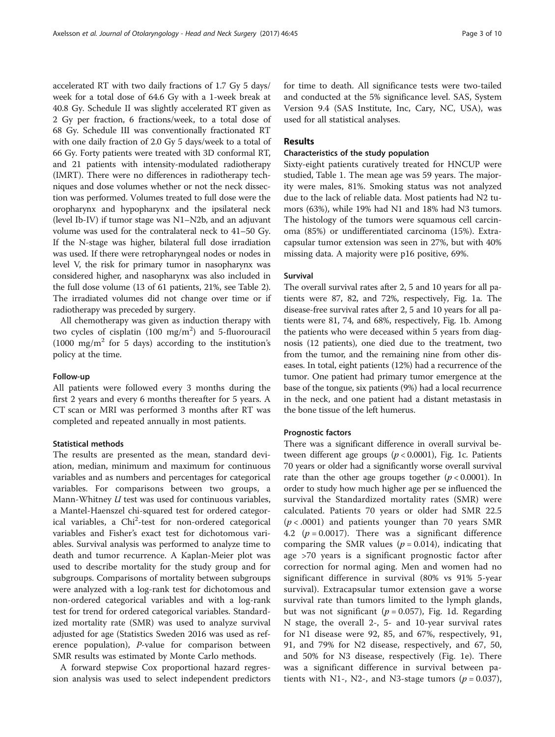accelerated RT with two daily fractions of 1.7 Gy 5 days/ week for a total dose of 64.6 Gy with a 1-week break at 40.8 Gy. Schedule II was slightly accelerated RT given as 2 Gy per fraction, 6 fractions/week, to a total dose of 68 Gy. Schedule III was conventionally fractionated RT with one daily fraction of 2.0 Gy 5 days/week to a total of 66 Gy. Forty patients were treated with 3D conformal RT, and 21 patients with intensity-modulated radiotherapy (IMRT). There were no differences in radiotherapy techniques and dose volumes whether or not the neck dissection was performed. Volumes treated to full dose were the oropharynx and hypopharynx and the ipsilateral neck (level Ib-IV) if tumor stage was N1–N2b, and an adjuvant volume was used for the contralateral neck to 41–50 Gy. If the N-stage was higher, bilateral full dose irradiation was used. If there were retropharyngeal nodes or nodes in level V, the risk for primary tumor in nasopharynx was considered higher, and nasopharynx was also included in the full dose volume (13 of 61 patients, 21%, see Table 2). The irradiated volumes did not change over time or if radiotherapy was preceded by surgery.

All chemotherapy was given as induction therapy with two cycles of cisplatin (100 mg/m$^2$) and 5-fluorouracil (1000 mg/m$^2$ for 5 days) according to the institution's policy at the time.

### Follow-up

All patients were followed every 3 months during the first 2 years and every 6 months thereafter for 5 years. A CT scan or MRI was performed 3 months after RT was completed and repeated annually in most patients.

### Statistical methods

The results are presented as the mean, standard deviation, median, minimum and maximum for continuous variables and as numbers and percentages for categorical variables. For comparisons between two groups, a Mann-Whitney *U* test was used for continuous variables, a Mantel-Haenszel chi-squared test for ordered categorical variables, a Chi$^2$-test for non-ordered categorical variables and Fisher's exact test for dichotomous variables. Survival analysis was performed to analyze time to death and tumor recurrence. A Kaplan-Meier plot was used to describe mortality for the study group and for subgroups. Comparisons of mortality between subgroups were analyzed with a log-rank test for dichotomous and non-ordered categorical variables and with a log-rank test for trend for ordered categorical variables. Standardized mortality rate (SMR) was used to analyze survival adjusted for age (Statistics Sweden 2016 was used as reference population), *P*-value for comparison between SMR results was estimated by Monte Carlo methods.

A forward stepwise Cox proportional hazard regression analysis was used to select independent predictors for time to death. All significance tests were two-tailed and conducted at the 5% significance level. SAS, System Version 9.4 (SAS Institute, Inc, Cary, NC, USA), was used for all statistical analyses.

## Results

### Characteristics of the study population

Sixty-eight patients curatively treated for HNCUP were studied, Table 1. The mean age was 59 years. The majority were males, 81%. Smoking status was not analyzed due to the lack of reliable data. Most patients had N2 tumors (63%), while 19% had N1 and 18% had N3 tumors. The histology of the tumors were squamous cell carcinoma (85%) or undifferentiated carcinoma (15%). Extracapsular tumor extension was seen in 27%, but with 40% missing data. A majority were p16 positive, 69%.

### Survival

The overall survival rates after 2, 5 and 10 years for all patients were 87, 82, and 72%, respectively, Fig. 1a. The disease-free survival rates after 2, 5 and 10 years for all patients were 81, 74, and 68%, respectively, Fig. 1b. Among the patients who were deceased within 5 years from diagnosis (12 patients), one died due to the treatment, two from the tumor, and the remaining nine from other diseases. In total, eight patients (12%) had a recurrence of the tumor. One patient had primary tumor emergence at the base of the tongue, six patients (9%) had a local recurrence in the neck, and one patient had a distant metastasis in the bone tissue of the left humerus.

### Prognostic factors

There was a significant difference in overall survival between different age groups ($p < 0.0001$), Fig. 1c. Patients 70 years or older had a significantly worse overall survival rate than the other age groups together ($p < 0.0001$). In order to study how much higher age per se influenced the survival the Standardized mortality rates (SMR) were calculated. Patients 70 years or older had SMR 22.5 ($p < .0001$) and patients younger than 70 years SMR 4.2 ($p = 0.0017$). There was a significant difference comparing the SMR values ($p = 0.014$), indicating that age >70 years is a significant prognostic factor after correction for normal aging. Men and women had no significant difference in survival (80% vs 91% 5-year survival). Extracapsular tumor extension gave a worse survival rate than tumors limited to the lymph glands, but was not significant ($p = 0.057$), Fig. 1d. Regarding N stage, the overall 2-, 5- and 10-year survival rates for N1 disease were 92, 85, and 67%, respectively, 91, 91, and 79% for N2 disease, respectively, and 67, 50, and 50% for N3 disease, respectively (Fig. 1e). There was a significant difference in survival between patients with N1-, N2-, and N3-stage tumors ($p = 0.037$),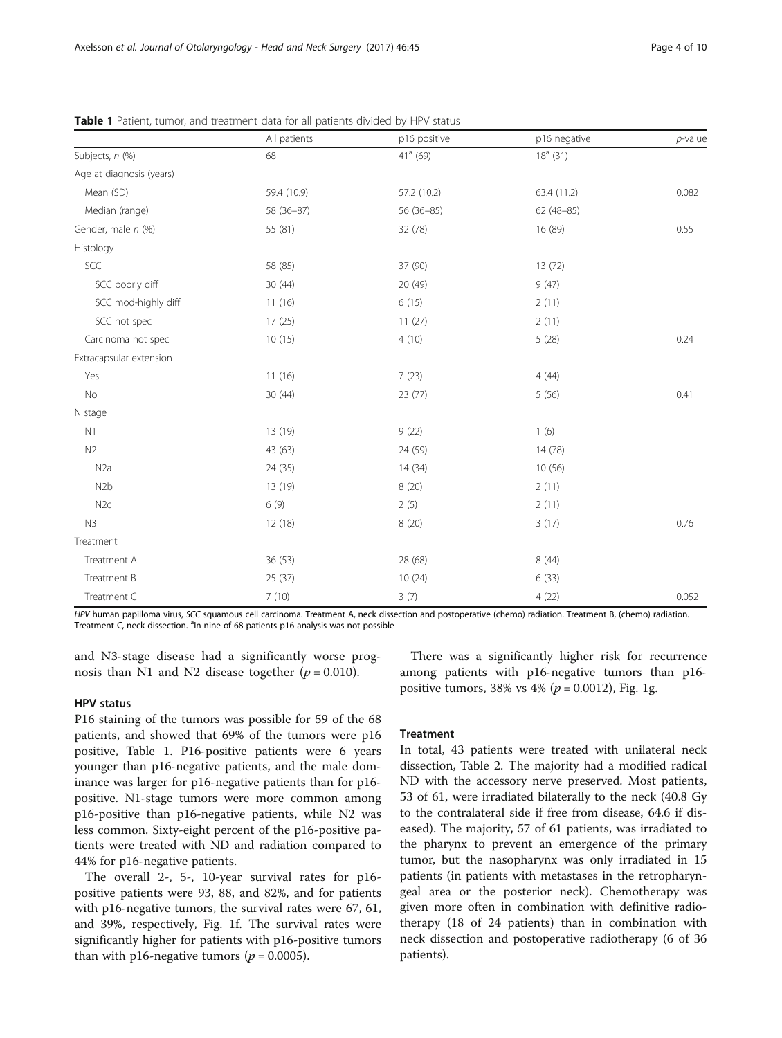**Table 1** Patient, tumor, and treatment data for all patients divided by HPV status

| | All patients | p16 positive | p16 negative | *p*-value |
|---|---|---|---|---|
| Subjects, *n* (%) | 68 | 41[a] (69) | 18[a] (31) | |
| Age at diagnosis (years) | | | | |
| Mean (SD) | 59.4 (10.9) | 57.2 (10.2) | 63.4 (11.2) | 0.082 |
| Median (range) | 58 (36–87) | 56 (36–85) | 62 (48–85) | |
| Gender, male *n* (%) | 55 (81) | 32 (78) | 16 (89) | 0.55 |
| Histology | | | | |
| SCC | 58 (85) | 37 (90) | 13 (72) | |
| SCC poorly diff | 30 (44) | 20 (49) | 9 (47) | |
| SCC mod-highly diff | 11 (16) | 6 (15) | 2 (11) | |
| SCC not spec | 17 (25) | 11 (27) | 2 (11) | |
| Carcinoma not spec | 10 (15) | 4 (10) | 5 (28) | 0.24 |
| Extracapsular extension | | | | |
| Yes | 11 (16) | 7 (23) | 4 (44) | |
| No | 30 (44) | 23 (77) | 5 (56) | 0.41 |
| N stage | | | | |
| N1 | 13 (19) | 9 (22) | 1 (6) | |
| N2 | 43 (63) | 24 (59) | 14 (78) | |
| N2a | 24 (35) | 14 (34) | 10 (56) | |
| N2b | 13 (19) | 8 (20) | 2 (11) | |
| N2c | 6 (9) | 2 (5) | 2 (11) | |
| N3 | 12 (18) | 8 (20) | 3 (17) | 0.76 |
| Treatment | | | | |
| Treatment A | 36 (53) | 28 (68) | 8 (44) | |
| Treatment B | 25 (37) | 10 (24) | 6 (33) | |
| Treatment C | 7 (10) | 3 (7) | 4 (22) | 0.052 |

*HPV* human papilloma virus, *SCC* squamous cell carcinoma. Treatment A, neck dissection and postoperative (chemo) radiation. Treatment B, (chemo) radiation. Treatment C, neck dissection. [a]In nine of 68 patients p16 analysis was not possible

and N3-stage disease had a significantly worse prognosis than N1 and N2 disease together ($p = 0.010$).

### HPV status

P16 staining of the tumors was possible for 59 of the 68 patients, and showed that 69% of the tumors were p16 positive, Table 1. P16-positive patients were 6 years younger than p16-negative patients, and the male dominance was larger for p16-negative patients than for p16-positive. N1-stage tumors were more common among p16-positive than p16-negative patients, while N2 was less common. Sixty-eight percent of the p16-positive patients were treated with ND and radiation compared to 44% for p16-negative patients.

The overall 2-, 5-, 10-year survival rates for p16-positive patients were 93, 88, and 82%, and for patients with p16-negative tumors, the survival rates were 67, 61, and 39%, respectively, Fig. 1f. The survival rates were significantly higher for patients with p16-positive tumors than with p16-negative tumors ($p = 0.0005$).

There was a significantly higher risk for recurrence among patients with p16-negative tumors than p16-positive tumors, 38% vs 4% ($p = 0.0012$), Fig. 1g.

### Treatment

In total, 43 patients were treated with unilateral neck dissection, Table 2. The majority had a modified radical ND with the accessory nerve preserved. Most patients, 53 of 61, were irradiated bilaterally to the neck (40.8 Gy to the contralateral side if free from disease, 64.6 if diseased). The majority, 57 of 61 patients, was irradiated to the pharynx to prevent an emergence of the primary tumor, but the nasopharynx was only irradiated in 15 patients (in patients with metastases in the retropharyngeal area or the posterior neck). Chemotherapy was given more often in combination with definitive radiotherapy (18 of 24 patients) than in combination with neck dissection and postoperative radiotherapy (6 of 36 patients).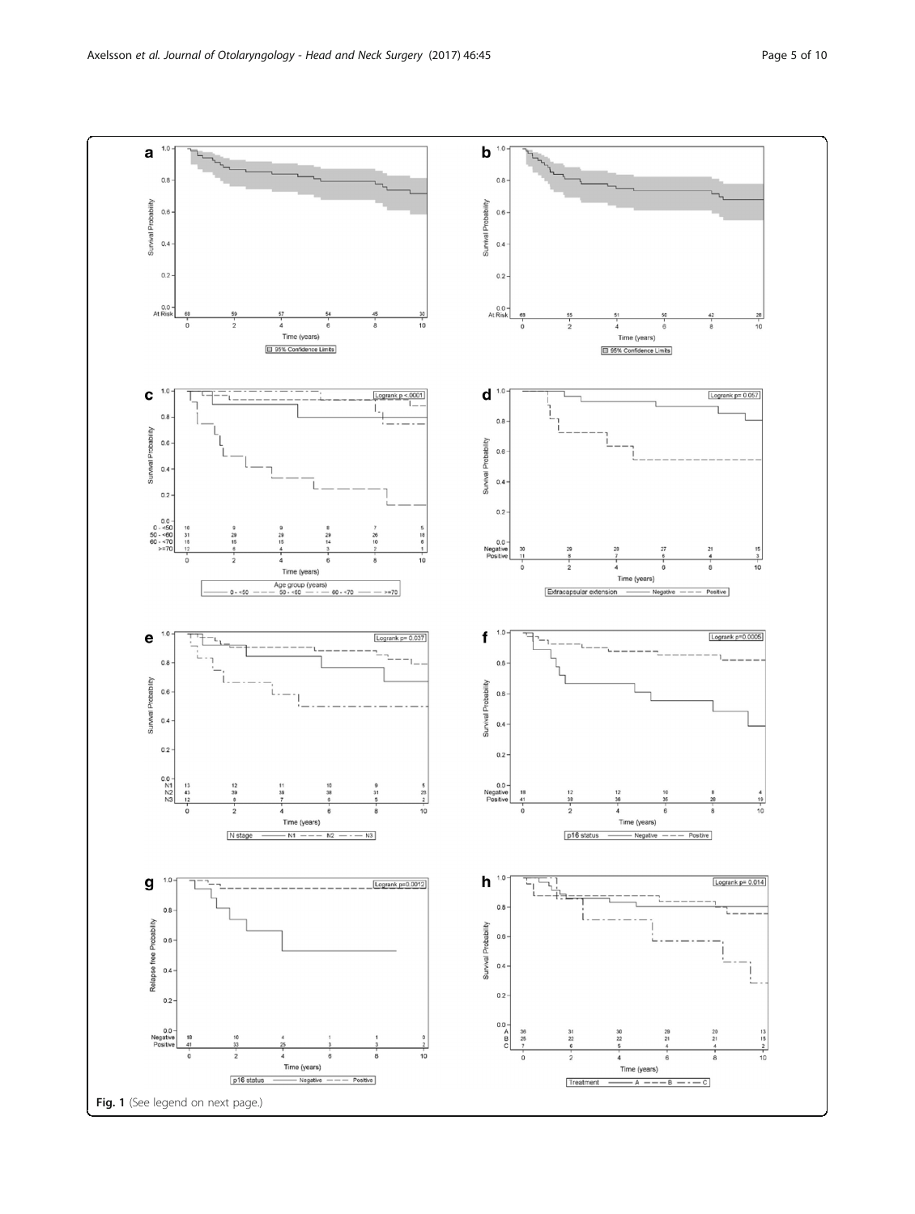Fig. 1 (See legend on next page.)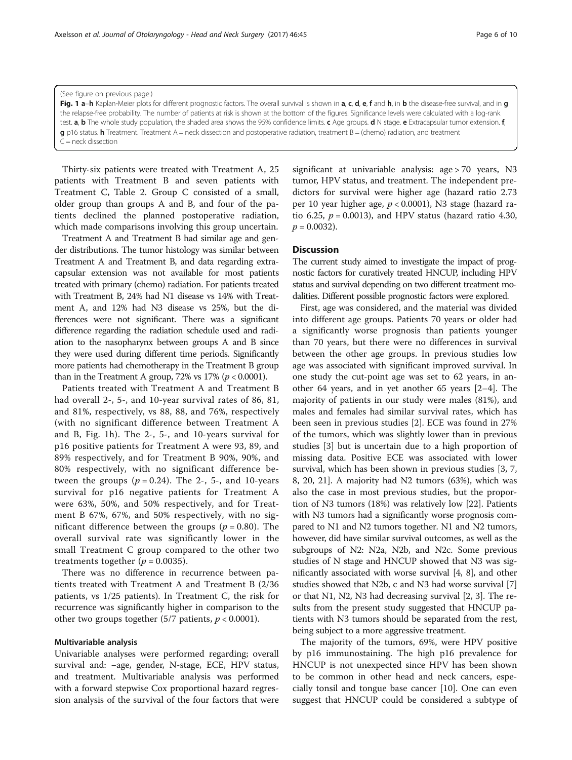(See figure on previous page.)

**Fig. 1 a**–**h** Kaplan-Meier plots for different prognostic factors. The overall survival is shown in **a**, **c**, **d**, **e**, **f** and **h**, in **b** the disease-free survival, and in **g** the relapse-free probability. The number of patients at risk is shown at the bottom of the figures. Significance levels were calculated with a log-rank test. **a**, **b** The whole study population, the shaded area shows the 95% confidence limits. **c** Age groups. **d** N stage. **e** Extracapsular tumor extension. **f**, **g** p16 status. **h** Treatment. Treatment A = neck dissection and postoperative radiation, treatment B = (chemo) radiation, and treatment C = neck dissection

Thirty-six patients were treated with Treatment A, 25 patients with Treatment B and seven patients with Treatment C, Table 2. Group C consisted of a small, older group than groups A and B, and four of the patients declined the planned postoperative radiation, which made comparisons involving this group uncertain.

Treatment A and Treatment B had similar age and gender distributions. The tumor histology was similar between Treatment A and Treatment B, and data regarding extracapsular extension was not available for most patients treated with primary (chemo) radiation. For patients treated with Treatment B, 24% had N1 disease vs 14% with Treatment A, and 12% had N3 disease vs 25%, but the differences were not significant. There was a significant difference regarding the radiation schedule used and radiation to the nasopharynx between groups A and B since they were used during different time periods. Significantly more patients had chemotherapy in the Treatment B group than in the Treatment A group, 72% vs 17% ($p < 0.0001$).

Patients treated with Treatment A and Treatment B had overall 2-, 5-, and 10-year survival rates of 86, 81, and 81%, respectively, vs 88, 88, and 76%, respectively (with no significant difference between Treatment A and B, Fig. 1h). The 2-, 5-, and 10-years survival for p16 positive patients for Treatment A were 93, 89, and 89% respectively, and for Treatment B 90%, 90%, and 80% respectively, with no significant difference between the groups ($p = 0.24$). The 2-, 5-, and 10-years survival for p16 negative patients for Treatment A were 63%, 50%, and 50% respectively, and for Treatment B 67%, 67%, and 50% respectively, with no significant difference between the groups ($p = 0.80$). The overall survival rate was significantly lower in the small Treatment C group compared to the other two treatments together ($p = 0.0035$).

There was no difference in recurrence between patients treated with Treatment A and Treatment B (2/36 patients, vs 1/25 patients). In Treatment C, the risk for recurrence was significantly higher in comparison to the other two groups together (5/7 patients, $p < 0.0001$).

### Multivariable analysis

Univariable analyses were performed regarding; overall survival and: –age, gender, N-stage, ECE, HPV status, and treatment. Multivariable analysis was performed with a forward stepwise Cox proportional hazard regression analysis of the survival of the four factors that were significant at univariable analysis: age > 70 years, N3 tumor, HPV status, and treatment. The independent predictors for survival were higher age (hazard ratio 2.73 per 10 year higher age, $p < 0.0001$), N3 stage (hazard ratio 6.25, $p = 0.0013$), and HPV status (hazard ratio 4.30, $p = 0.0032$).

## Discussion

The current study aimed to investigate the impact of prognostic factors for curatively treated HNCUP, including HPV status and survival depending on two different treatment modalities. Different possible prognostic factors were explored.

First, age was considered, and the material was divided into different age groups. Patients 70 years or older had a significantly worse prognosis than patients younger than 70 years, but there were no differences in survival between the other age groups. In previous studies low age was associated with significant improved survival. In one study the cut-point age was set to 62 years, in another 64 years, and in yet another 65 years [2–4]. The majority of patients in our study were males (81%), and males and females had similar survival rates, which has been seen in previous studies [2]. ECE was found in 27% of the tumors, which was slightly lower than in previous studies [3] but is uncertain due to a high proportion of missing data. Positive ECE was associated with lower survival, which has been shown in previous studies [3, 7, 8, 20, 21]. A majority had N2 tumors (63%), which was also the case in most previous studies, but the proportion of N3 tumors (18%) was relatively low [22]. Patients with N3 tumors had a significantly worse prognosis compared to N1 and N2 tumors together. N1 and N2 tumors, however, did have similar survival outcomes, as well as the subgroups of N2: N2a, N2b, and N2c. Some previous studies of N stage and HNCUP showed that N3 was significantly associated with worse survival [4, 8], and other studies showed that N2b, c and N3 had worse survival [7] or that N1, N2, N3 had decreasing survival [2, 3]. The results from the present study suggested that HNCUP patients with N3 tumors should be separated from the rest, being subject to a more aggressive treatment.

The majority of the tumors, 69%, were HPV positive by p16 immunostaining. The high p16 prevalence for HNCUP is not unexpected since HPV has been shown to be common in other head and neck cancers, especially tonsil and tongue base cancer [10]. One can even suggest that HNCUP could be considered a subtype of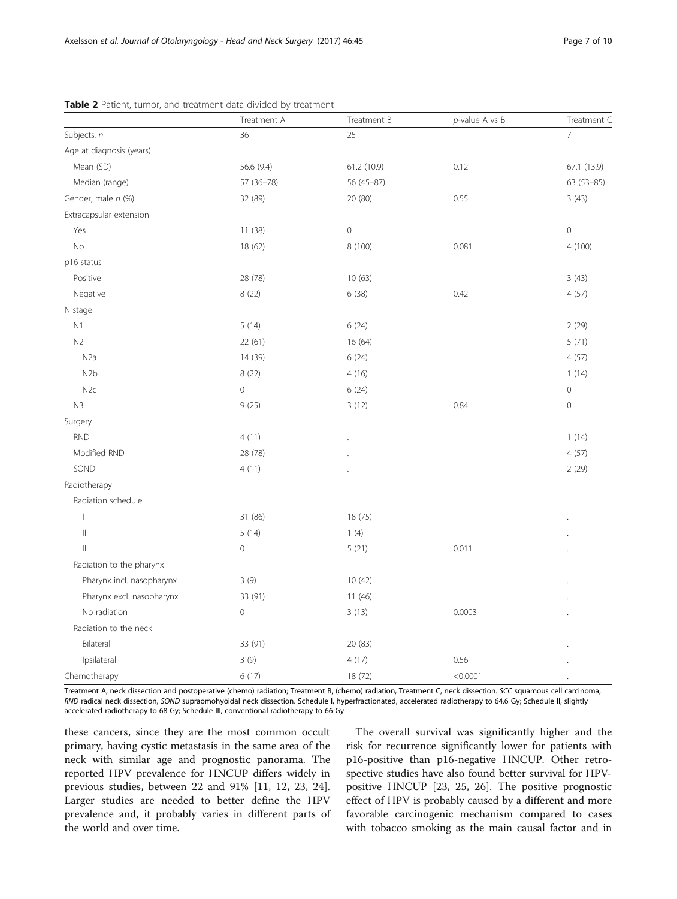**Table 2** Patient, tumor, and treatment data divided by treatment

| | Treatment A | Treatment B | *p*-value A vs B | Treatment C |
|---|---|---|---|---|
| Subjects, *n* | 36 | 25 | | 7 |
| Age at diagnosis (years) | | | | |
| Mean (SD) | 56.6 (9.4) | 61.2 (10.9) | 0.12 | 67.1 (13.9) |
| Median (range) | 57 (36–78) | 56 (45–87) | | 63 (53–85) |
| Gender, male *n* (%) | 32 (89) | 20 (80) | 0.55 | 3 (43) |
| Extracapsular extension | | | | |
| Yes | 11 (38) | 0 | | 0 |
| No | 18 (62) | 8 (100) | 0.081 | 4 (100) |
| p16 status | | | | |
| Positive | 28 (78) | 10 (63) | | 3 (43) |
| Negative | 8 (22) | 6 (38) | 0.42 | 4 (57) |
| N stage | | | | |
| N1 | 5 (14) | 6 (24) | | 2 (29) |
| N2 | 22 (61) | 16 (64) | | 5 (71) |
| N2a | 14 (39) | 6 (24) | | 4 (57) |
| N2b | 8 (22) | 4 (16) | | 1 (14) |
| N2c | 0 | 6 (24) | | 0 |
| N3 | 9 (25) | 3 (12) | 0.84 | 0 |
| Surgery | | | | |
| RND | 4 (11) | . | | 1 (14) |
| Modified RND | 28 (78) | . | | 4 (57) |
| SOND | 4 (11) | . | | 2 (29) |
| Radiotherapy | | | | |
| Radiation schedule | | | | |
| I | 31 (86) | 18 (75) | | . |
| II | 5 (14) | 1 (4) | | . |
| III | 0 | 5 (21) | 0.011 | . |
| Radiation to the pharynx | | | | |
| Pharynx incl. nasopharynx | 3 (9) | 10 (42) | | . |
| Pharynx excl. nasopharynx | 33 (91) | 11 (46) | | . |
| No radiation | 0 | 3 (13) | 0.0003 | . |
| Radiation to the neck | | | | |
| Bilateral | 33 (91) | 20 (83) | | . |
| Ipsilateral | 3 (9) | 4 (17) | 0.56 | . |
| Chemotherapy | 6 (17) | 18 (72) | <0.0001 | . |

Treatment A, neck dissection and postoperative (chemo) radiation; Treatment B, (chemo) radiation, Treatment C, neck dissection. *SCC* squamous cell carcinoma, *RND* radical neck dissection, *SOND* supraomohyoidal neck dissection. Schedule I, hyperfractionated, accelerated radiotherapy to 64.6 Gy; Schedule II, slightly accelerated radiotherapy to 68 Gy; Schedule III, conventional radiotherapy to 66 Gy

these cancers, since they are the most common occult primary, having cystic metastasis in the same area of the neck with similar age and prognostic panorama. The reported HPV prevalence for HNCUP differs widely in previous studies, between 22 and 91% [11, 12, 23, 24]. Larger studies are needed to better define the HPV prevalence and, it probably varies in different parts of the world and over time.

The overall survival was significantly higher and the risk for recurrence significantly lower for patients with p16-positive than p16-negative HNCUP. Other retrospective studies have also found better survival for HPV-positive HNCUP [23, 25, 26]. The positive prognostic effect of HPV is probably caused by a different and more favorable carcinogenic mechanism compared to cases with tobacco smoking as the main causal factor and in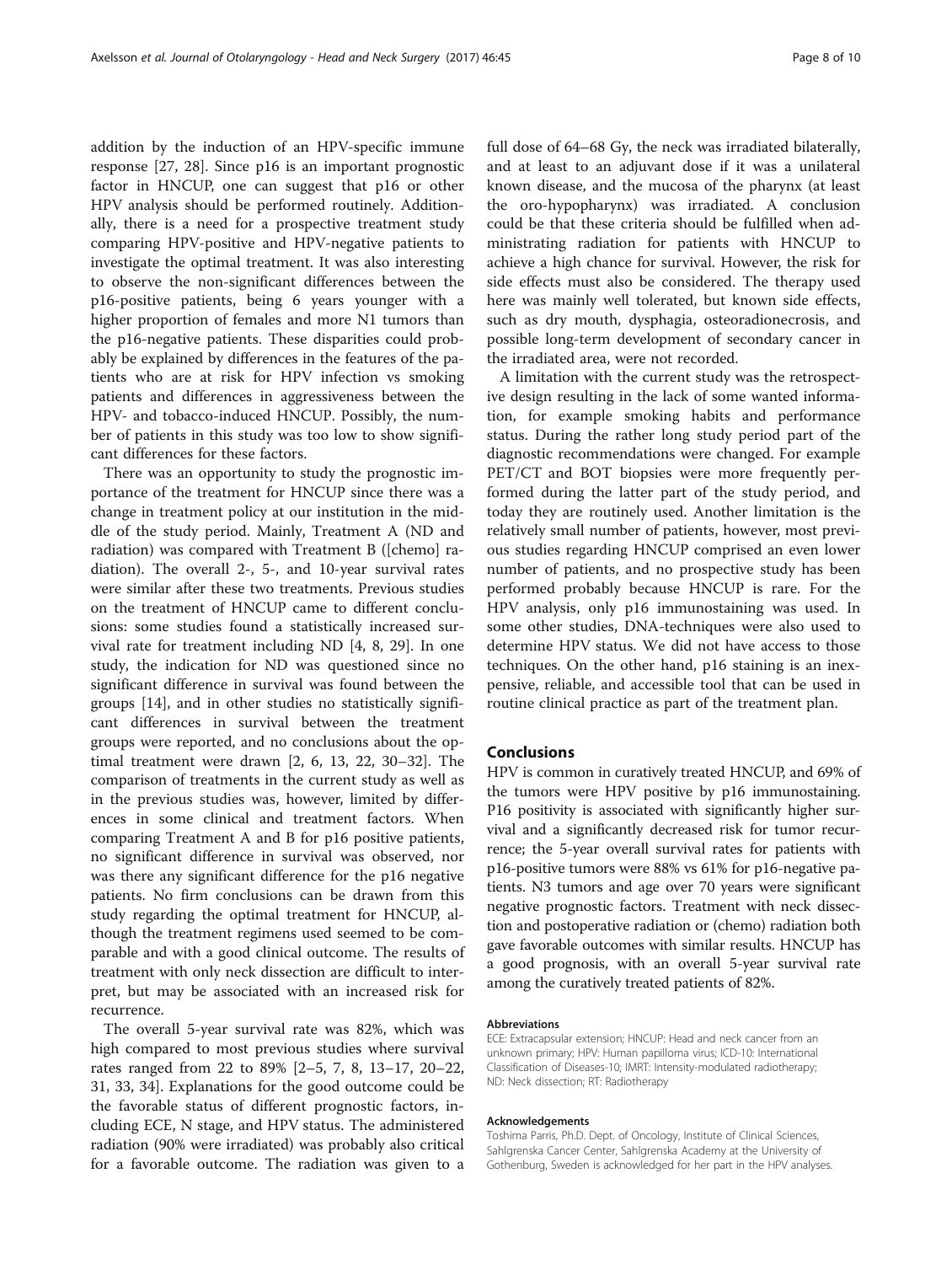addition by the induction of an HPV-specific immune response [27, 28]. Since p16 is an important prognostic factor in HNCUP, one can suggest that p16 or other HPV analysis should be performed routinely. Additionally, there is a need for a prospective treatment study comparing HPV-positive and HPV-negative patients to investigate the optimal treatment. It was also interesting to observe the non-significant differences between the p16-positive patients, being 6 years younger with a higher proportion of females and more N1 tumors than the p16-negative patients. These disparities could probably be explained by differences in the features of the patients who are at risk for HPV infection vs smoking patients and differences in aggressiveness between the HPV- and tobacco-induced HNCUP. Possibly, the number of patients in this study was too low to show significant differences for these factors.

There was an opportunity to study the prognostic importance of the treatment for HNCUP since there was a change in treatment policy at our institution in the middle of the study period. Mainly, Treatment A (ND and radiation) was compared with Treatment B ([chemo] radiation). The overall 2-, 5-, and 10-year survival rates were similar after these two treatments. Previous studies on the treatment of HNCUP came to different conclusions: some studies found a statistically increased survival rate for treatment including ND [4, 8, 29]. In one study, the indication for ND was questioned since no significant difference in survival was found between the groups [14], and in other studies no statistically significant differences in survival between the treatment groups were reported, and no conclusions about the optimal treatment were drawn [2, 6, 13, 22, 30–32]. The comparison of treatments in the current study as well as in the previous studies was, however, limited by differences in some clinical and treatment factors. When comparing Treatment A and B for p16 positive patients, no significant difference in survival was observed, nor was there any significant difference for the p16 negative patients. No firm conclusions can be drawn from this study regarding the optimal treatment for HNCUP, although the treatment regimens used seemed to be comparable and with a good clinical outcome. The results of treatment with only neck dissection are difficult to interpret, but may be associated with an increased risk for recurrence.

The overall 5-year survival rate was 82%, which was high compared to most previous studies where survival rates ranged from 22 to 89% [2–5, 7, 8, 13–17, 20–22, 31, 33, 34]. Explanations for the good outcome could be the favorable status of different prognostic factors, including ECE, N stage, and HPV status. The administered radiation (90% were irradiated) was probably also critical for a favorable outcome. The radiation was given to a full dose of 64–68 Gy, the neck was irradiated bilaterally, and at least to an adjuvant dose if it was a unilateral known disease, and the mucosa of the pharynx (at least the oro-hypopharynx) was irradiated. A conclusion could be that these criteria should be fulfilled when administrating radiation for patients with HNCUP to achieve a high chance for survival. However, the risk for side effects must also be considered. The therapy used here was mainly well tolerated, but known side effects, such as dry mouth, dysphagia, osteoradionecrosis, and possible long-term development of secondary cancer in the irradiated area, were not recorded.

A limitation with the current study was the retrospective design resulting in the lack of some wanted information, for example smoking habits and performance status. During the rather long study period part of the diagnostic recommendations were changed. For example PET/CT and BOT biopsies were more frequently performed during the latter part of the study period, and today they are routinely used. Another limitation is the relatively small number of patients, however, most previous studies regarding HNCUP comprised an even lower number of patients, and no prospective study has been performed probably because HNCUP is rare. For the HPV analysis, only p16 immunostaining was used. In some other studies, DNA-techniques were also used to determine HPV status. We did not have access to those techniques. On the other hand, p16 staining is an inexpensive, reliable, and accessible tool that can be used in routine clinical practice as part of the treatment plan.

## Conclusions

HPV is common in curatively treated HNCUP, and 69% of the tumors were HPV positive by p16 immunostaining. P16 positivity is associated with significantly higher survival and a significantly decreased risk for tumor recurrence; the 5-year overall survival rates for patients with p16-positive tumors were 88% vs 61% for p16-negative patients. N3 tumors and age over 70 years were significant negative prognostic factors. Treatment with neck dissection and postoperative radiation or (chemo) radiation both gave favorable outcomes with similar results. HNCUP has a good prognosis, with an overall 5-year survival rate among the curatively treated patients of 82%.

#### Abbreviations

ECE: Extracapsular extension; HNCUP: Head and neck cancer from an unknown primary; HPV: Human papilloma virus; ICD-10: International Classification of Diseases-10; IMRT: Intensity-modulated radiotherapy; ND: Neck dissection; RT: Radiotherapy

#### Acknowledgements

Toshima Parris, Ph.D. Dept. of Oncology, Institute of Clinical Sciences, Sahlgrenska Cancer Center, Sahlgrenska Academy at the University of Gothenburg, Sweden is acknowledged for her part in the HPV analyses.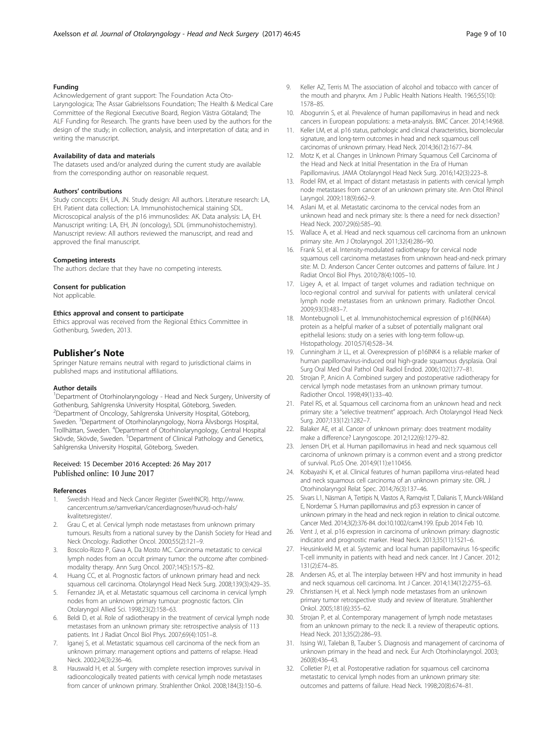#### Funding

Acknowledgement of grant support: The Foundation Acta Oto-Laryngologica; The Assar Gabrielssons Foundation; The Health & Medical Care Committee of the Regional Executive Board, Region Västra Götaland; The ALF Funding for Research. The grants have been used by the authors for the design of the study; in collection, analysis, and interpretation of data; and in writing the manuscript.

#### Availability of data and materials

The datasets used and/or analyzed during the current study are available from the corresponding author on reasonable request.

#### Authors' contributions

Study concepts: EH, LA, JN. Study design: All authors. Literature research: LA, EH. Patient data collection: LA. Immunohistochemical staining SDL. Microscopical analysis of the p16 immunoslides: AK. Data analysis: LA, EH. Manuscript writing: LA, EH, JN (oncology), SDL (immunohistochemistry). Manuscript review: All authors reviewed the manuscript, and read and approved the final manuscript.

#### Competing interests

The authors declare that they have no competing interests.

#### Consent for publication

Not applicable.

#### Ethics approval and consent to participate

Ethics approval was received from the Regional Ethics Committee in Gothenburg, Sweden, 2013.

## Publisher's Note

Springer Nature remains neutral with regard to jurisdictional claims in published maps and institutional affiliations.

#### Author details

[1]Department of Otorhinolaryngology - Head and Neck Surgery, University of Gothenburg, Sahlgrenska University Hospital, Göteborg, Sweden. [2]Department of Oncology, Sahlgrenska University Hospital, Göteborg, Sweden. [3]Department of Otorhinolaryngology, Norra Älvsborgs Hospital, Trollhättan, Sweden. [4]Department of Otorhinolaryngology, Central Hospital Skövde, Skövde, Sweden. [5]Department of Clinical Pathology and Genetics, Sahlgrenska University Hospital, Göteborg, Sweden.

Received: 15 December 2016 Accepted: 26 May 2017
Published online: 10 June 2017

#### References

1. Swedish Head and Neck Cancer Register (SweHNCR). http://www.cancercentrum.se/samverkan/cancerdiagnoser/huvud-och-hals/kvalitetsregister/.
2. Grau C, et al. Cervical lymph node metastases from unknown primary tumours. Results from a national survey by the Danish Society for Head and Neck Oncology. Radiother Oncol. 2000;55(2):121–9.
3. Boscolo-Rizzo P, Gava A, Da Mosto MC. Carcinoma metastatic to cervical lymph nodes from an occult primary tumor: the outcome after combined-modality therapy. Ann Surg Oncol. 2007;14(5):1575–82.
4. Huang CC, et al. Prognostic factors of unknown primary head and neck squamous cell carcinoma. Otolaryngol Head Neck Surg. 2008;139(3):429–35.
5. Fernandez JA, et al. Metastatic squamous cell carcinoma in cervical lymph nodes from an unknown primary tumour: prognostic factors. Clin Otolaryngol Allied Sci. 1998;23(2):158–63.
6. Beldi D, et al. Role of radiotherapy in the treatment of cervical lymph node metastases from an unknown primary site: retrospective analysis of 113 patients. Int J Radiat Oncol Biol Phys. 2007;69(4):1051–8.
7. Iganej S, et al. Metastatic squamous cell carcinoma of the neck from an unknown primary: management options and patterns of relapse. Head Neck. 2002;24(3):236–46.
8. Hauswald H, et al. Surgery with complete resection improves survival in radiooncologically treated patients with cervical lymph node metastases from cancer of unknown primary. Strahlenther Onkol. 2008;184(3):150–6.
9. Keller AZ, Terris M. The association of alcohol and tobacco with cancer of the mouth and pharynx. Am J Public Health Nations Health. 1965;55(10):1578–85.
10. Abogunrin S, et al. Prevalence of human papillomavirus in head and neck cancers in European populations: a meta-analysis. BMC Cancer. 2014;14:968.
11. Keller LM, et al. p16 status, pathologic and clinical characteristics, biomolecular signature, and long-term outcomes in head and neck squamous cell carcinomas of unknown primary. Head Neck. 2014;36(12):1677–84.
12. Motz K, et al. Changes in Unknown Primary Squamous Cell Carcinoma of the Head and Neck at Initial Presentation in the Era of Human Papillomavirus. JAMA Otolaryngol Head Neck Surg. 2016;142(3):223–8.
13. Rodel RM, et al. Impact of distant metastasis in patients with cervical lymph node metastases from cancer of an unknown primary site. Ann Otol Rhinol Laryngol. 2009;118(9):662–9.
14. Aslani M, et al. Metastatic carcinoma to the cervical nodes from an unknown head and neck primary site: Is there a need for neck dissection? Head Neck. 2007;29(6):585–90.
15. Wallace A, et al. Head and neck squamous cell carcinoma from an unknown primary site. Am J Otolaryngol. 2011;32(4):286–90.
16. Frank SJ, et al. Intensity-modulated radiotherapy for cervical node squamous cell carcinoma metastases from unknown head-and-neck primary site: M. D. Anderson Cancer Center outcomes and patterns of failure. Int J Radiat Oncol Biol Phys. 2010;78(4):1005–10.
17. Ligey A, et al. Impact of target volumes and radiation technique on loco-regional control and survival for patients with unilateral cervical lymph node metastases from an unknown primary. Radiother Oncol. 2009;93(3):483–7.
18. Montebugnoli L, et al. Immunohistochemical expression of p16(INK4A) protein as a helpful marker of a subset of potentially malignant oral epithelial lesions: study on a series with long-term follow-up. Histopathology. 2010;57(4):528–34.
19. Cunningham Jr LL, et al. Overexpression of p16INK4 is a reliable marker of human papillomavirus-induced oral high-grade squamous dysplasia. Oral Surg Oral Med Oral Pathol Oral Radiol Endod. 2006;102(1):77–81.
20. Strojan P, Anicin A. Combined surgery and postoperative radiotherapy for cervical lymph node metastases from an unknown primary tumour. Radiother Oncol. 1998;49(1):33–40.
21. Patel RS, et al. Squamous cell carcinoma from an unknown head and neck primary site: a "selective treatment" approach. Arch Otolaryngol Head Neck Surg. 2007;133(12):1282–7.
22. Balaker AE, et al. Cancer of unknown primary: does treatment modality make a difference? Laryngoscope. 2012;122(6):1279–82.
23. Jensen DH, et al. Human papillomavirus in head and neck squamous cell carcinoma of unknown primary is a common event and a strong predictor of survival. PLoS One. 2014;9(11):e110456.
24. Kobayashi K, et al. Clinical features of human papilloma virus-related head and neck squamous cell carcinoma of an unknown primary site. ORL J Otorhinolaryngol Relat Spec. 2014;76(3):137–46.
25. Sivars L1, Näsman A, Tertipis N, Vlastos A, Ramqvist T, Dalianis T, Munck-Wikland E, Nordemar S. Human papillomavirus and p53 expression in cancer of unknown primary in the head and neck region in relation to clinical outcome. Cancer Med. 2014;3(2):376-84. doi:10.1002/cam4.199. Epub 2014 Feb 10.
26. Vent J, et al. p16 expression in carcinoma of unknown primary: diagnostic indicator and prognostic marker. Head Neck. 2013;35(11):1521–6.
27. Heusinkveld M, et al. Systemic and local human papillomavirus 16-specific T-cell immunity in patients with head and neck cancer. Int J Cancer. 2012;131(2):E74–85.
28. Andersen AS, et al. The interplay between HPV and host immunity in head and neck squamous cell carcinoma. Int J Cancer. 2014;134(12):2755–63.
29. Christiansen H, et al. Neck lymph node metastases from an unknown primary tumor retrospective study and review of literature. Strahlenther Onkol. 2005;181(6):355–62.
30. Strojan P, et al. Contemporary management of lymph node metastases from an unknown primary to the neck: II. a review of therapeutic options. Head Neck. 2013;35(2):286–93.
31. Issing WJ, Taleban B, Tauber S. Diagnosis and management of carcinoma of unknown primary in the head and neck. Eur Arch Otorhinolaryngol. 2003;260(8):436–43.
32. Colletier PJ, et al. Postoperative radiation for squamous cell carcinoma metastatic to cervical lymph nodes from an unknown primary site: outcomes and patterns of failure. Head Neck. 1998;20(8):674–81.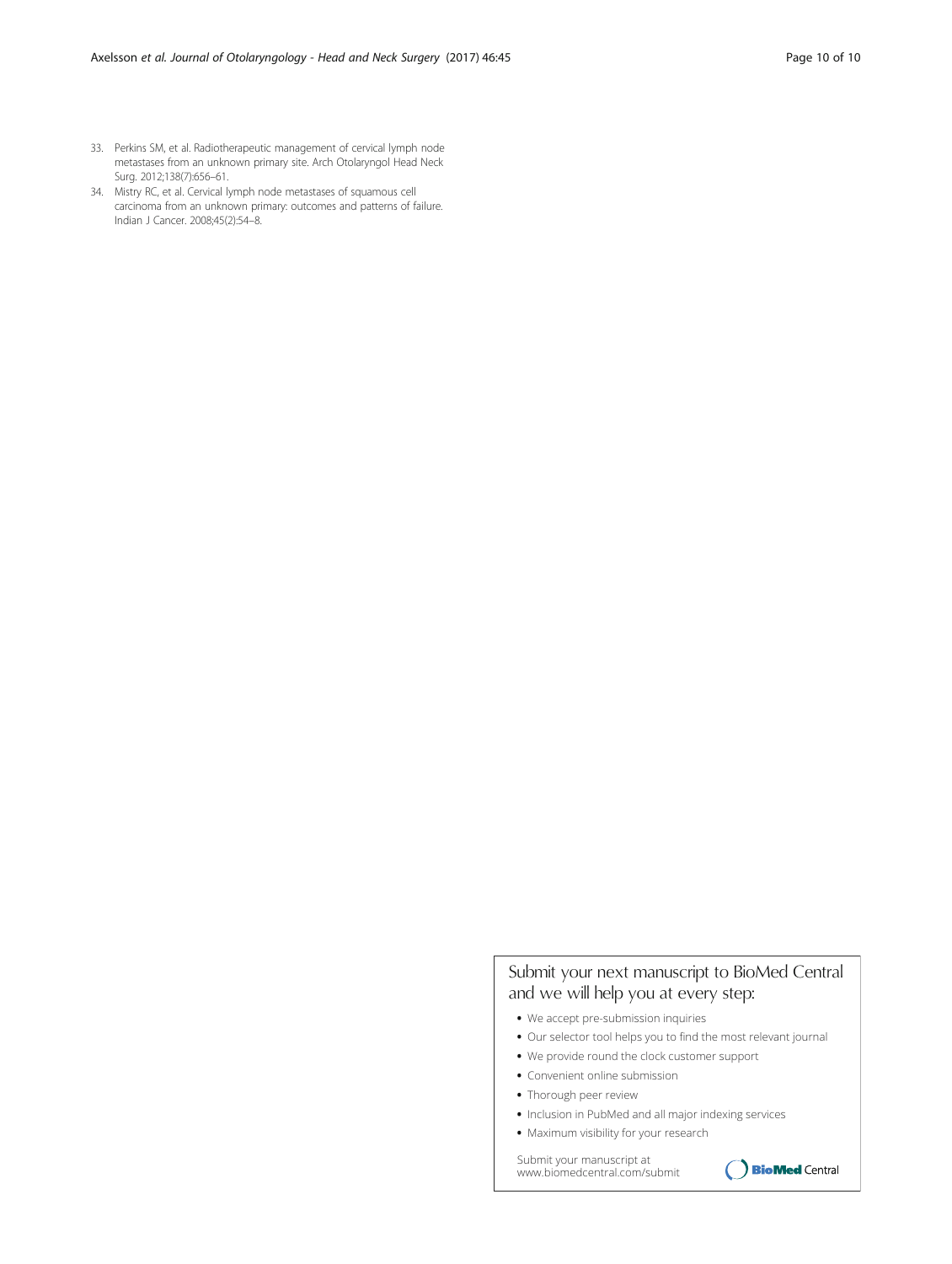33. Perkins SM, et al. Radiotherapeutic management of cervical lymph node metastases from an unknown primary site. Arch Otolaryngol Head Neck Surg. 2012;138(7):656–61.
34. Mistry RC, et al. Cervical lymph node metastases of squamous cell carcinoma from an unknown primary: outcomes and patterns of failure. Indian J Cancer. 2008;45(2):54–8.

Submit your next manuscript to BioMed Central and we will help you at every step:

- We accept pre-submission inquiries
- Our selector tool helps you to find the most relevant journal
- We provide round the clock customer support
- Convenient online submission
- Thorough peer review
- Inclusion in PubMed and all major indexing services
- Maximum visibility for your research

Submit your manuscript at
www.biomedcentral.com/submit

BioMed Central